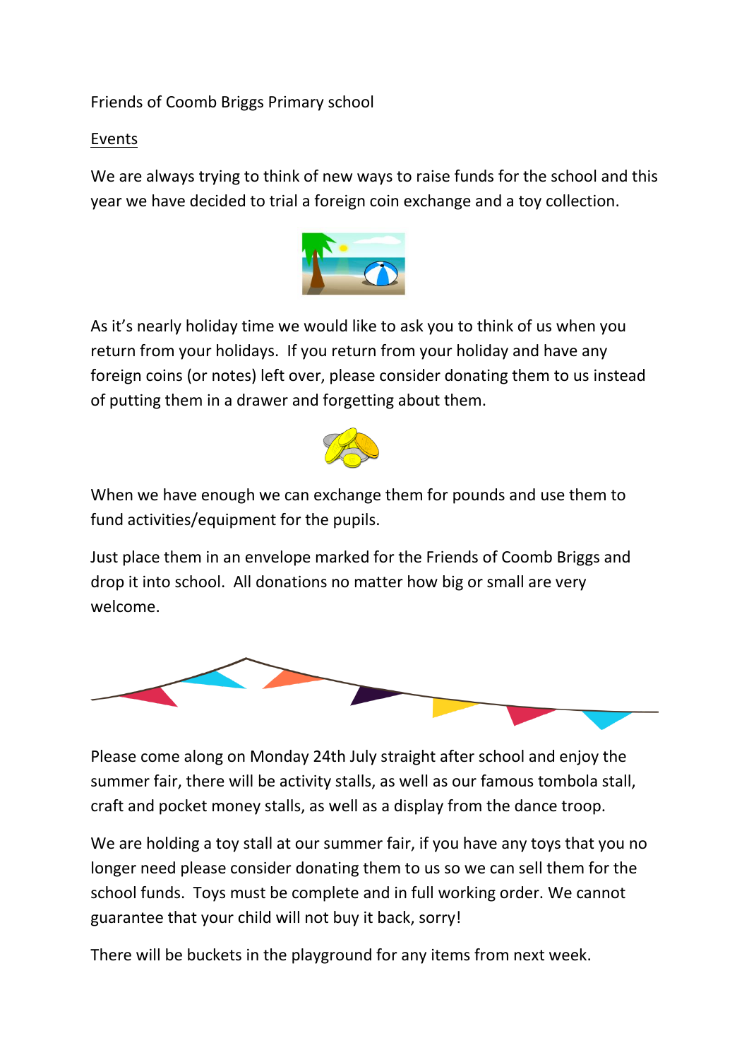Friends of Coomb Briggs Primary school

Events

We are always trying to think of new ways to raise funds for the school and this year we have decided to trial a foreign coin exchange and a toy collection.

As it's nearly holiday time we would like to ask you to think of us when you return from your holidays. If you return from your holiday and have any foreign coins (or notes) left over, please consider donating them to us instead of putting them in a drawer and forgetting about them.

When we have enough we can exchange them for pounds and use them to fund activities/equipment for the pupils.

Just place them in an envelope marked for the Friends of Coomb Briggs and drop it into school. All donations no matter how big or small are very welcome.

Please come along on Monday 24th July straight after school and enjoy the summer fair, there will be activity stalls, as well as our famous tombola stall, craft and pocket money stalls, as well as a display from the dance troop.

We are holding a toy stall at our summer fair, if you have any toys that you no longer need please consider donating them to us so we can sell them for the school funds. Toys must be complete and in full working order. We cannot guarantee that your child will not buy it back, sorry!

There will be buckets in the playground for any items from next week.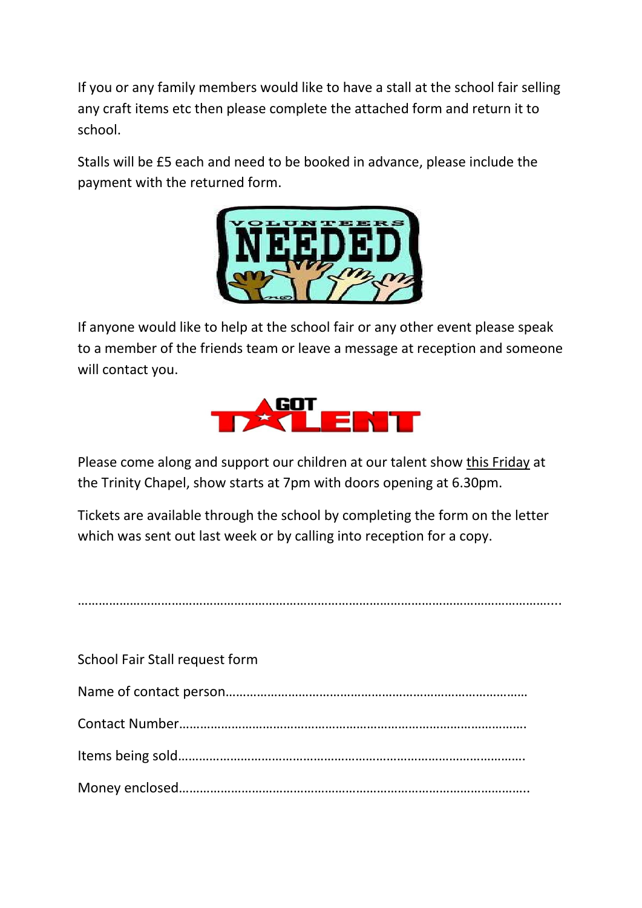If you or any family members would like to have a stall at the school fair selling any craft items etc then please complete the attached form and return it to school.

Stalls will be £5 each and need to be booked in advance, please include the payment with the returned form.

If anyone would like to help at the school fair or any other event please speak to a member of the friends team or leave a message at reception and someone will contact you.

Please come along and support our children at our talent show this Friday at the Trinity Chapel, show starts at 7pm with doors opening at 6.30pm.

Tickets are available through the school by completing the form on the letter which was sent out last week or by calling into reception for a copy.

…………………………………………………………………………………………………………………...

School Fair Stall request form

Name of contact person……………………………………………………………………………

Contact Number…………………………………………………………………………………….

Items being sold…………………………………………………………………………………….

Money enclosed……………………………………………………………………………………..